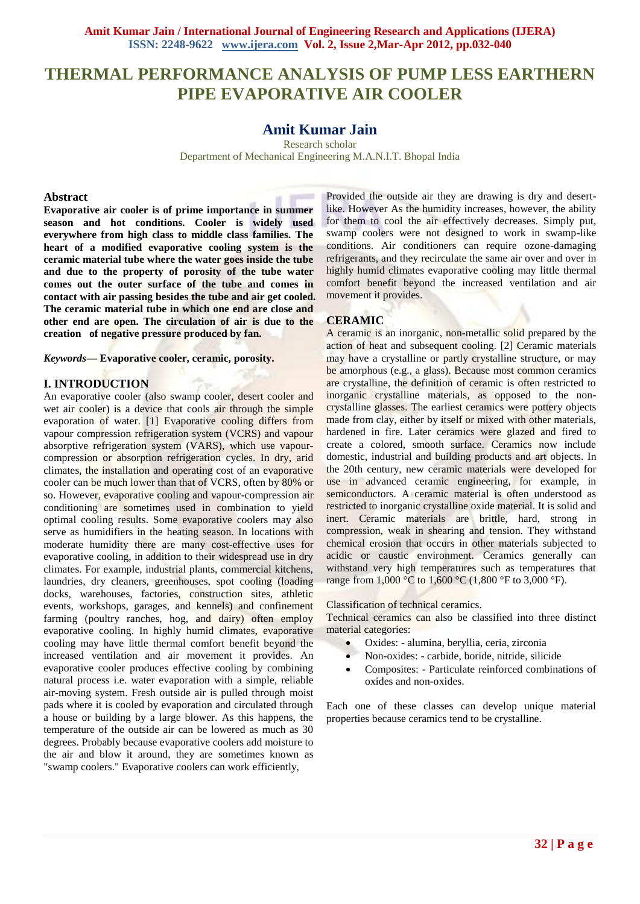# THERMAL PERFORMANCE ANALYSIS OF PUMP LESS EARTHERN PIPE EVAPORATIVE AIR COOLER

## Amit Kumar Jain

Research scholar
Department of Mechanical Engineering M.A.N.I.T. Bhopal India

### Abstract

**Evaporative air cooler is of prime importance in summer season and hot conditions. Cooler is widely used everywhere from high class to middle class families. The heart of a modified evaporative cooling system is the ceramic material tube where the water goes inside the tube and due to the property of porosity of the tube water comes out the outer surface of the tube and comes in contact with air passing besides the tube and air get cooled. The ceramic material tube in which one end are close and other end are open. The circulation of air is due to the creation of negative pressure produced by fan.**

***Keywords*— Evaporative cooler, ceramic, porosity.**

## I. INTRODUCTION

An evaporative cooler (also swamp cooler, desert cooler and wet air cooler) is a device that cools air through the simple evaporation of water. [1] Evaporative cooling differs from vapour compression refrigeration system (VCRS) and vapour absorptive refrigeration system (VARS), which use vapour-compression or absorption refrigeration cycles. In dry, arid climates, the installation and operating cost of an evaporative cooler can be much lower than that of VCRS, often by 80% or so. However, evaporative cooling and vapour-compression air conditioning are sometimes used in combination to yield optimal cooling results. Some evaporative coolers may also serve as humidifiers in the heating season. In locations with moderate humidity there are many cost-effective uses for evaporative cooling, in addition to their widespread use in dry climates. For example, industrial plants, commercial kitchens, laundries, dry cleaners, greenhouses, spot cooling (loading docks, warehouses, factories, construction sites, athletic events, workshops, garages, and kennels) and confinement farming (poultry ranches, hog, and dairy) often employ evaporative cooling. In highly humid climates, evaporative cooling may have little thermal comfort benefit beyond the increased ventilation and air movement it provides. An evaporative cooler produces effective cooling by combining natural process i.e. water evaporation with a simple, reliable air-moving system. Fresh outside air is pulled through moist pads where it is cooled by evaporation and circulated through a house or building by a large blower. As this happens, the temperature of the outside air can be lowered as much as 30 degrees. Probably because evaporative coolers add moisture to the air and blow it around, they are sometimes known as "swamp coolers." Evaporative coolers can work efficiently, Provided the outside air they are drawing is dry and desert-like. However As the humidity increases, however, the ability for them to cool the air effectively decreases. Simply put, swamp coolers were not designed to work in swamp-like conditions. Air conditioners can require ozone-damaging refrigerants, and they recirculate the same air over and over in highly humid climates evaporative cooling may little thermal comfort benefit beyond the increased ventilation and air movement it provides.

## CERAMIC

A ceramic is an inorganic, non-metallic solid prepared by the action of heat and subsequent cooling. [2] Ceramic materials may have a crystalline or partly crystalline structure, or may be amorphous (e.g., a glass). Because most common ceramics are crystalline, the definition of ceramic is often restricted to inorganic crystalline materials, as opposed to the non-crystalline glasses. The earliest ceramics were pottery objects made from clay, either by itself or mixed with other materials, hardened in fire. Later ceramics were glazed and fired to create a colored, smooth surface. Ceramics now include domestic, industrial and building products and art objects. In the 20th century, new ceramic materials were developed for use in advanced ceramic engineering, for example, in semiconductors. A ceramic material is often understood as restricted to inorganic crystalline oxide material. It is solid and inert. Ceramic materials are brittle, hard, strong in compression, weak in shearing and tension. They withstand chemical erosion that occurs in other materials subjected to acidic or caustic environment. Ceramics generally can withstand very high temperatures such as temperatures that range from 1,000 °C to 1,600 °C (1,800 °F to 3,000 °F).

Classification of technical ceramics.

Technical ceramics can also be classified into three distinct material categories:

- Oxides: - alumina, beryllia, ceria, zirconia
- Non-oxides: - carbide, boride, nitride, silicide
- Composites: - Particulate reinforced combinations of oxides and non-oxides.

Each one of these classes can develop unique material properties because ceramics tend to be crystalline.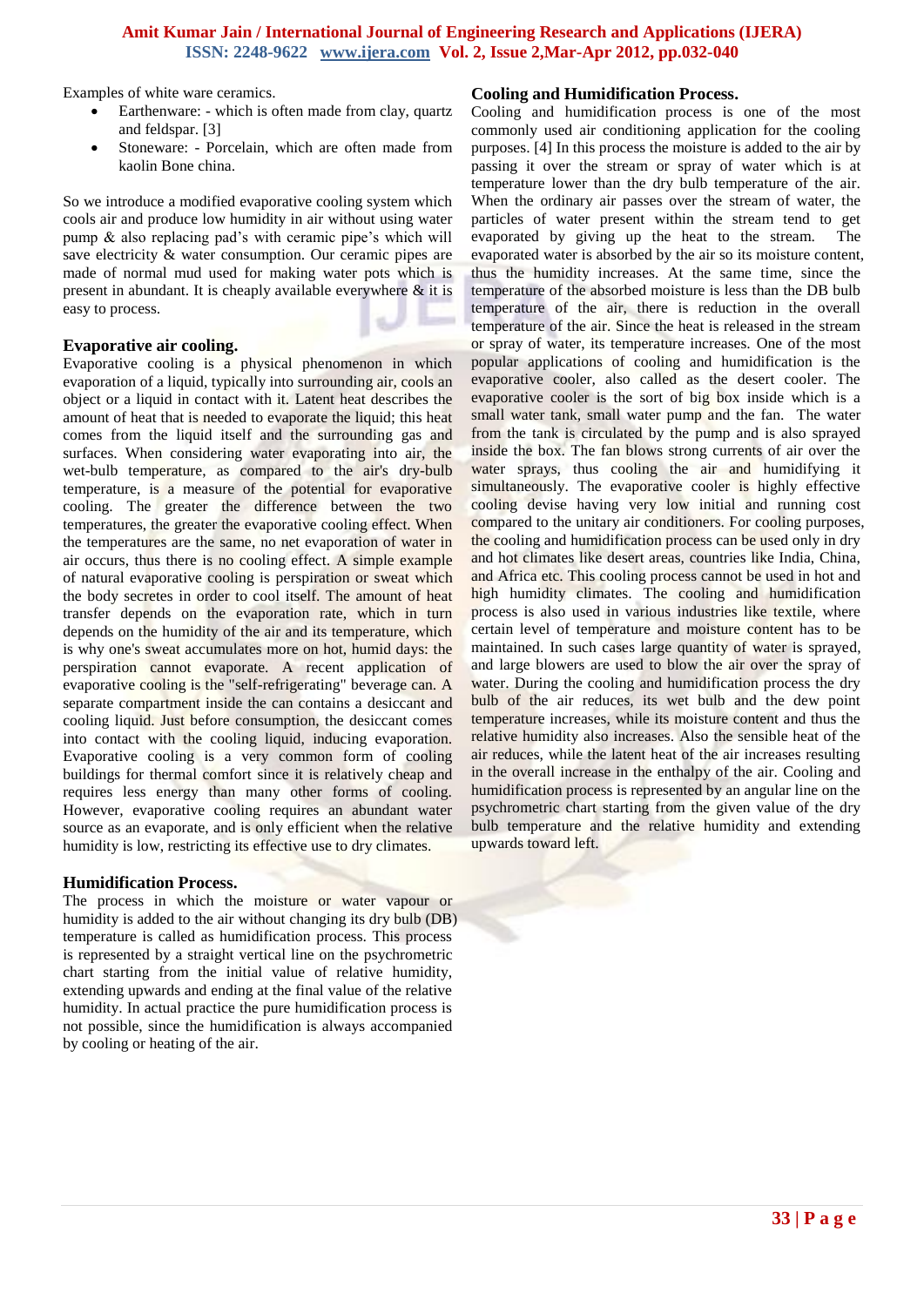Examples of white ware ceramics.

- Earthenware: - which is often made from clay, quartz and feldspar. [3]
- Stoneware: - Porcelain, which are often made from kaolin Bone china.

So we introduce a modified evaporative cooling system which cools air and produce low humidity in air without using water pump & also replacing pad's with ceramic pipe's which will save electricity & water consumption. Our ceramic pipes are made of normal mud used for making water pots which is present in abundant. It is cheaply available everywhere & it is easy to process.

### Evaporative air cooling.

Evaporative cooling is a physical phenomenon in which evaporation of a liquid, typically into surrounding air, cools an object or a liquid in contact with it. Latent heat describes the amount of heat that is needed to evaporate the liquid; this heat comes from the liquid itself and the surrounding gas and surfaces. When considering water evaporating into air, the wet-bulb temperature, as compared to the air's dry-bulb temperature, is a measure of the potential for evaporative cooling. The greater the difference between the two temperatures, the greater the evaporative cooling effect. When the temperatures are the same, no net evaporation of water in air occurs, thus there is no cooling effect. A simple example of natural evaporative cooling is perspiration or sweat which the body secretes in order to cool itself. The amount of heat transfer depends on the evaporation rate, which in turn depends on the humidity of the air and its temperature, which is why one's sweat accumulates more on hot, humid days: the perspiration cannot evaporate. A recent application of evaporative cooling is the "self-refrigerating" beverage can. A separate compartment inside the can contains a desiccant and cooling liquid. Just before consumption, the desiccant comes into contact with the cooling liquid, inducing evaporation. Evaporative cooling is a very common form of cooling buildings for thermal comfort since it is relatively cheap and requires less energy than many other forms of cooling. However, evaporative cooling requires an abundant water source as an evaporate, and is only efficient when the relative humidity is low, restricting its effective use to dry climates.

### Humidification Process.

The process in which the moisture or water vapour or humidity is added to the air without changing its dry bulb (DB) temperature is called as humidification process. This process is represented by a straight vertical line on the psychrometric chart starting from the initial value of relative humidity, extending upwards and ending at the final value of the relative humidity. In actual practice the pure humidification process is not possible, since the humidification is always accompanied by cooling or heating of the air.

### Cooling and Humidification Process.

Cooling and humidification process is one of the most commonly used air conditioning application for the cooling purposes. [4] In this process the moisture is added to the air by passing it over the stream or spray of water which is at temperature lower than the dry bulb temperature of the air. When the ordinary air passes over the stream of water, the particles of water present within the stream tend to get evaporated by giving up the heat to the stream. The evaporated water is absorbed by the air so its moisture content, thus the humidity increases. At the same time, since the temperature of the absorbed moisture is less than the DB bulb temperature of the air, there is reduction in the overall temperature of the air. Since the heat is released in the stream or spray of water, its temperature increases. One of the most popular applications of cooling and humidification is the evaporative cooler, also called as the desert cooler. The evaporative cooler is the sort of big box inside which is a small water tank, small water pump and the fan. The water from the tank is circulated by the pump and is also sprayed inside the box. The fan blows strong currents of air over the water sprays, thus cooling the air and humidifying it simultaneously. The evaporative cooler is highly effective cooling devise having very low initial and running cost compared to the unitary air conditioners. For cooling purposes, the cooling and humidification process can be used only in dry and hot climates like desert areas, countries like India, China, and Africa etc. This cooling process cannot be used in hot and high humidity climates. The cooling and humidification process is also used in various industries like textile, where certain level of temperature and moisture content has to be maintained. In such cases large quantity of water is sprayed, and large blowers are used to blow the air over the spray of water. During the cooling and humidification process the dry bulb of the air reduces, its wet bulb and the dew point temperature increases, while its moisture content and thus the relative humidity also increases. Also the sensible heat of the air reduces, while the latent heat of the air increases resulting in the overall increase in the enthalpy of the air. Cooling and humidification process is represented by an angular line on the psychrometric chart starting from the given value of the dry bulb temperature and the relative humidity and extending upwards toward left.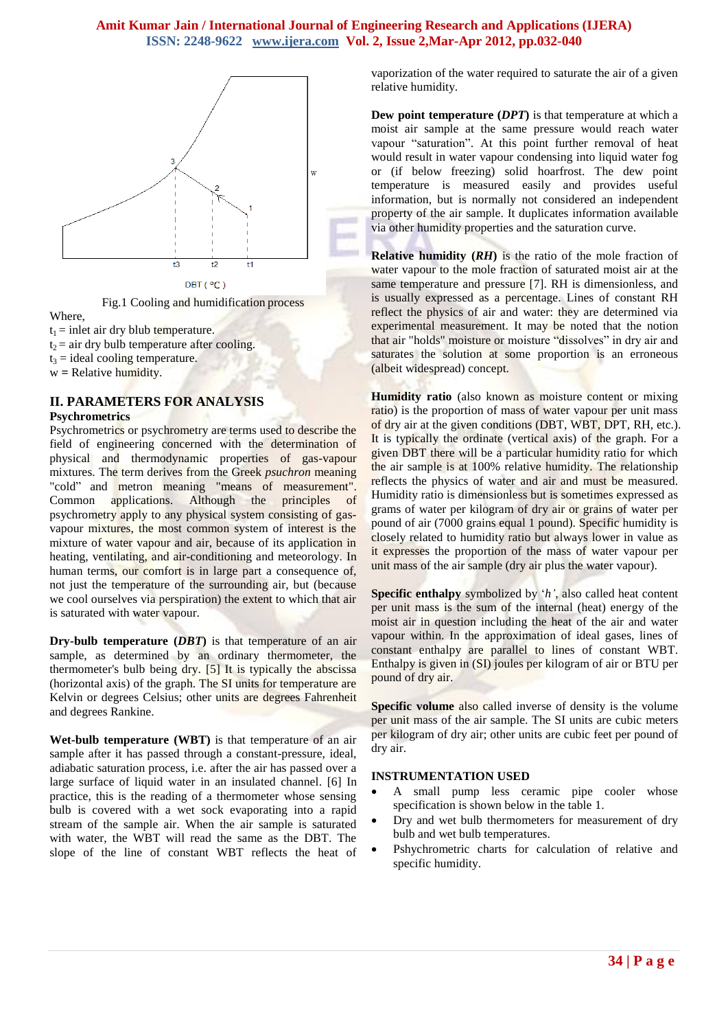Fig.1 Cooling and humidification process

Where,
$t_1$ = inlet air dry blub temperature.
$t_2$ = air dry bulb temperature after cooling.
$t_3$ = ideal cooling temperature.
w = Relative humidity.

## II. PARAMETERS FOR ANALYSIS

### Psychrometrics

Psychrometrics or psychrometry are terms used to describe the field of engineering concerned with the determination of physical and thermodynamic properties of gas-vapour mixtures. The term derives from the Greek *psuchron* meaning "cold" and metron meaning "means of measurement". Common applications. Although the principles of psychrometry apply to any physical system consisting of gas-vapour mixtures, the most common system of interest is the mixture of water vapour and air, because of its application in heating, ventilating, and air-conditioning and meteorology. In human terms, our comfort is in large part a consequence of, not just the temperature of the surrounding air, but (because we cool ourselves via perspiration) the extent to which that air is saturated with water vapour.

**Dry-bulb temperature (*DBT*)** is that temperature of an air sample, as determined by an ordinary thermometer, the thermometer's bulb being dry. [5] It is typically the abscissa (horizontal axis) of the graph. The SI units for temperature are Kelvin or degrees Celsius; other units are degrees Fahrenheit and degrees Rankine.

**Wet-bulb temperature (WBT)** is that temperature of an air sample after it has passed through a constant-pressure, ideal, adiabatic saturation process, i.e. after the air has passed over a large surface of liquid water in an insulated channel. [6] In practice, this is the reading of a thermometer whose sensing bulb is covered with a wet sock evaporating into a rapid stream of the sample air. When the air sample is saturated with water, the WBT will read the same as the DBT. The slope of the line of constant WBT reflects the heat of vaporization of the water required to saturate the air of a given relative humidity.

**Dew point temperature (*DPT*)** is that temperature at which a moist air sample at the same pressure would reach water vapour "saturation". At this point further removal of heat would result in water vapour condensing into liquid water fog or (if below freezing) solid hoarfrost. The dew point temperature is measured easily and provides useful information, but is normally not considered an independent property of the air sample. It duplicates information available via other humidity properties and the saturation curve.

**Relative humidity (*RH*)** is the ratio of the mole fraction of water vapour to the mole fraction of saturated moist air at the same temperature and pressure [7]. RH is dimensionless, and is usually expressed as a percentage. Lines of constant RH reflect the physics of air and water: they are determined via experimental measurement. It may be noted that the notion that air "holds" moisture or moisture "dissolves" in dry air and saturates the solution at some proportion is an erroneous (albeit widespread) concept.

**Humidity ratio** (also known as moisture content or mixing ratio) is the proportion of mass of water vapour per unit mass of dry air at the given conditions (DBT, WBT, DPT, RH, etc.). It is typically the ordinate (vertical axis) of the graph. For a given DBT there will be a particular humidity ratio for which the air sample is at 100% relative humidity. The relationship reflects the physics of water and air and must be measured. Humidity ratio is dimensionless but is sometimes expressed as grams of water per kilogram of dry air or grains of water per pound of air (7000 grains equal 1 pound). Specific humidity is closely related to humidity ratio but always lower in value as it expresses the proportion of the mass of water vapour per unit mass of the air sample (dry air plus the water vapour).

**Specific enthalpy** symbolized by '*h'*, also called heat content per unit mass is the sum of the internal (heat) energy of the moist air in question including the heat of the air and water vapour within. In the approximation of ideal gases, lines of constant enthalpy are parallel to lines of constant WBT. Enthalpy is given in (SI) joules per kilogram of air or BTU per pound of dry air.

**Specific volume** also called inverse of density is the volume per unit mass of the air sample. The SI units are cubic meters per kilogram of dry air; other units are cubic feet per pound of dry air.

### INSTRUMENTATION USED

- A small pump less ceramic pipe cooler whose specification is shown below in the table 1.
- Dry and wet bulb thermometers for measurement of dry bulb and wet bulb temperatures.
- Pshychrometric charts for calculation of relative and specific humidity.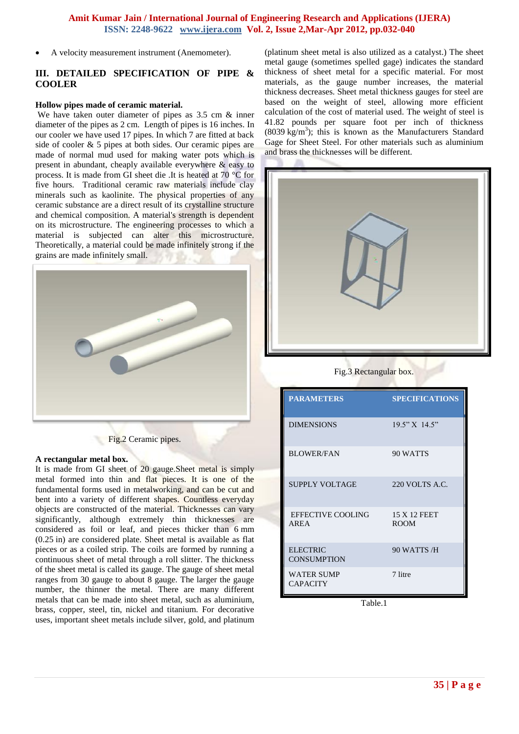- A velocity measurement instrument (Anemometer).

## III. DETAILED SPECIFICATION OF PIPE & COOLER

**Hollow pipes made of ceramic material.**

We have taken outer diameter of pipes as 3.5 cm & inner diameter of the pipes as 2 cm. Length of pipes is 16 inches. In our cooler we have used 17 pipes. In which 7 are fitted at back side of cooler & 5 pipes at both sides. Our ceramic pipes are made of normal mud used for making water pots which is present in abundant, cheaply available everywhere & easy to process. It is made from GI sheet die .It is heated at 70 °C for five hours. Traditional ceramic raw materials include clay minerals such as kaolinite. The physical properties of any ceramic substance are a direct result of its crystalline structure and chemical composition. A material's strength is dependent on its microstructure. The engineering processes to which a material is subjected can alter this microstructure. Theoretically, a material could be made infinitely strong if the grains are made infinitely small.

Fig.2 Ceramic pipes.

**A rectangular metal box.**

It is made from GI sheet of 20 gauge.Sheet metal is simply metal formed into thin and flat pieces. It is one of the fundamental forms used in metalworking, and can be cut and bent into a variety of different shapes. Countless everyday objects are constructed of the material. Thicknesses can vary significantly, although extremely thin thicknesses are considered as foil or leaf, and pieces thicker than 6 mm (0.25 in) are considered plate. Sheet metal is available as flat pieces or as a coiled strip. The coils are formed by running a continuous sheet of metal through a roll slitter. The thickness of the sheet metal is called its gauge. The gauge of sheet metal ranges from 30 gauge to about 8 gauge. The larger the gauge number, the thinner the metal. There are many different metals that can be made into sheet metal, such as aluminium, brass, copper, steel, tin, nickel and titanium. For decorative uses, important sheet metals include silver, gold, and platinum (platinum sheet metal is also utilized as a catalyst.) The sheet metal gauge (sometimes spelled gage) indicates the standard thickness of sheet metal for a specific material. For most materials, as the gauge number increases, the material thickness decreases. Sheet metal thickness gauges for steel are based on the weight of steel, allowing more efficient calculation of the cost of material used. The weight of steel is 41.82 pounds per square foot per inch of thickness (8039 $kg/m^3$); this is known as the Manufacturers Standard Gage for Sheet Steel. For other materials such as aluminium and brass the thicknesses will be different.

Fig.3 Rectangular box.

| PARAMETERS | SPECIFICATIONS |
|---|---|
| DIMENSIONS | 19.5” X 14.5” |
| BLOWER/FAN | 90 WATTS |
| SUPPLY VOLTAGE | 220 VOLTS A.C. |
| EFFECTIVE COOLING AREA | 15 X 12 FEET ROOM |
| ELECTRIC CONSUMPTION | 90 WATTS /H |
| WATER SUMP CAPACITY | 7 litre |

Table.1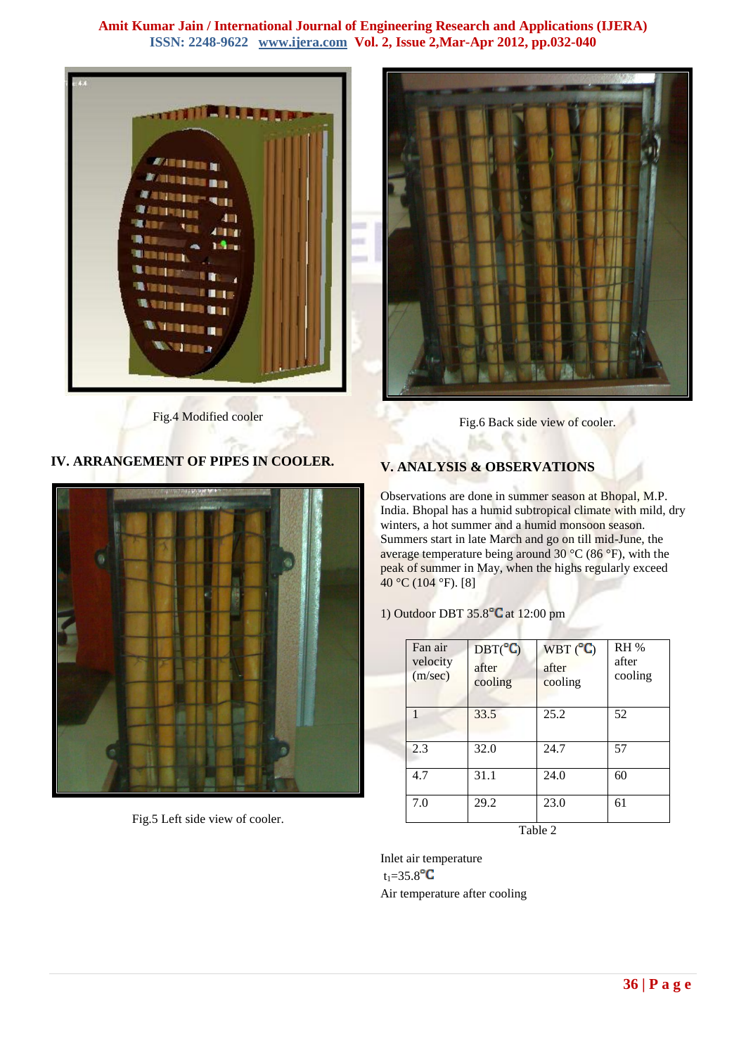Fig.4 Modified cooler

Fig.6 Back side view of cooler.

## IV. ARRANGEMENT OF PIPES IN COOLER.

Fig.5 Left side view of cooler.

## V. ANALYSIS & OBSERVATIONS

Observations are done in summer season at Bhopal, M.P. India. Bhopal has a humid subtropical climate with mild, dry winters, a hot summer and a humid monsoon season. Summers start in late March and go on till mid-June, the average temperature being around 30 °C (86 °F), with the peak of summer in May, when the highs regularly exceed 40 °C (104 °F). [8]

1) Outdoor DBT 35.8℃ at 12:00 pm

| Fan air velocity (m/sec) | DBT(℃) after cooling | WBT (℃) after cooling | RH % after cooling |
|---|---|---|---|
| 1 | 33.5 | 25.2 | 52 |
| 2.3 | 32.0 | 24.7 | 57 |
| 4.7 | 31.1 | 24.0 | 60 |
| 7.0 | 29.2 | 23.0 | 61 |

Table 2

Inlet air temperature

$t_1$=35.8℃

Air temperature after cooling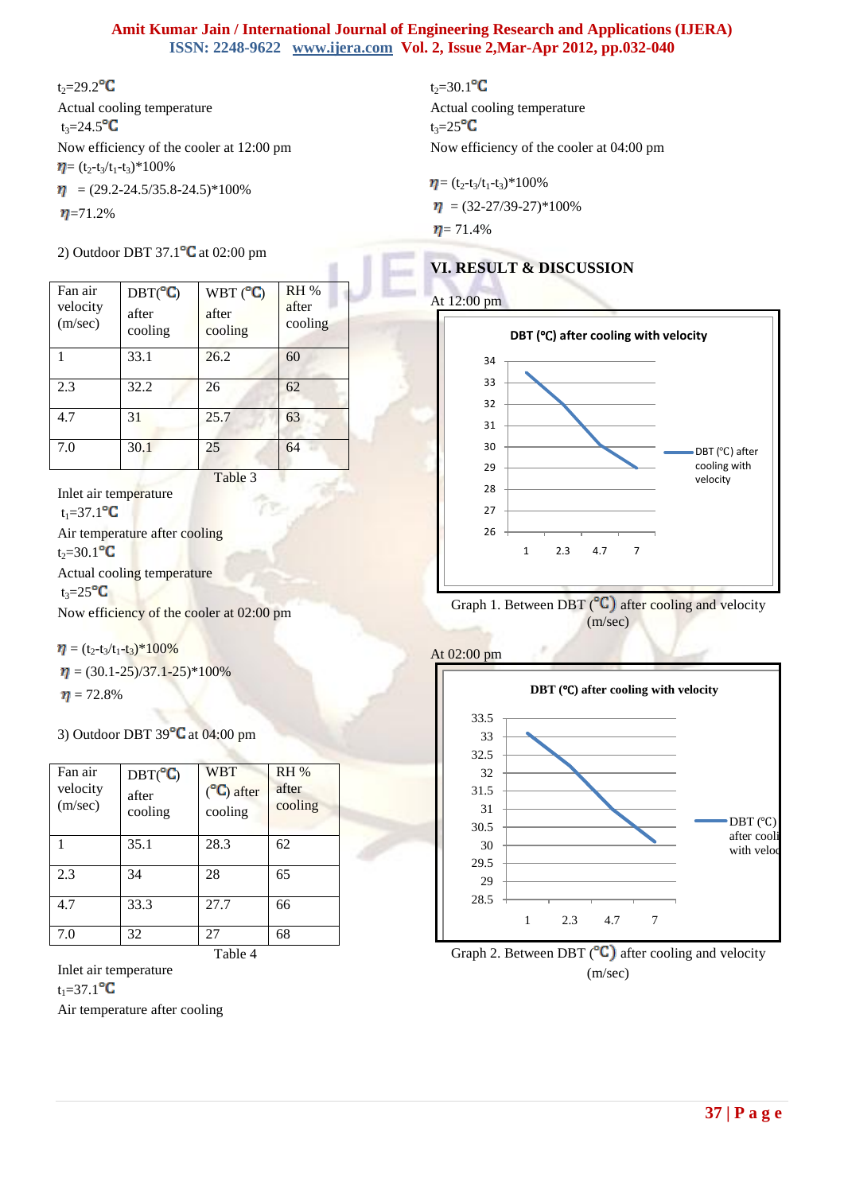$t_2$=29.2°C

Actual cooling temperature

$t_3$=24.5°C

Now efficiency of the cooler at 12:00 pm

$\eta$= ($t_2$-$t_3$/$t_1$-$t_3$)*100%

$\eta$ = (29.2-24.5/35.8-24.5)*100%

$\eta$=71.2%

2) Outdoor DBT 37.1°C at 02:00 pm

| Fan air velocity (m/sec) | DBT(°C) after cooling | WBT (°C) after cooling | RH % after cooling |
|---|---|---|---|
| 1 | 33.1 | 26.2 | 60 |
| 2.3 | 32.2 | 26 | 62 |
| 4.7 | 31 | 25.7 | 63 |
| 7.0 | 30.1 | 25 | 64 |

Table 3

Inlet air temperature

$t_1$=37.1°C

Air temperature after cooling

$t_2$=30.1°C

Actual cooling temperature

$t_3$=25°C

Now efficiency of the cooler at 02:00 pm

$\eta$ = ($t_2$-$t_3$/$t_1$-$t_3$)*100%

$\eta$ = (30.1-25)/37.1-25)*100%

$\eta$ = 72.8%

3) Outdoor DBT 39°C at 04:00 pm

| Fan air velocity (m/sec) | DBT(°C) after cooling | WBT (°C) after cooling | RH % after cooling |
|---|---|---|---|
| 1 | 35.1 | 28.3 | 62 |
| 2.3 | 34 | 28 | 65 |
| 4.7 | 33.3 | 27.7 | 66 |
| 7.0 | 32 | 27 | 68 |

Table 4

Inlet air temperature

$t_1$=37.1°C

Air temperature after cooling

$t_2$=30.1°C

Actual cooling temperature

$t_3$=25°C

Now efficiency of the cooler at 04:00 pm

$\eta$= ($t_2$-$t_3$/$t_1$-$t_3$)*100%

$\eta$ = (32-27/39-27)*100%

$\eta$= 71.4%

## VI. RESULT & DISCUSSION

At 12:00 pm

Graph 1. Between DBT (°C) after cooling and velocity (m/sec)

At 02:00 pm

Graph 2. Between DBT (°C) after cooling and velocity (m/sec)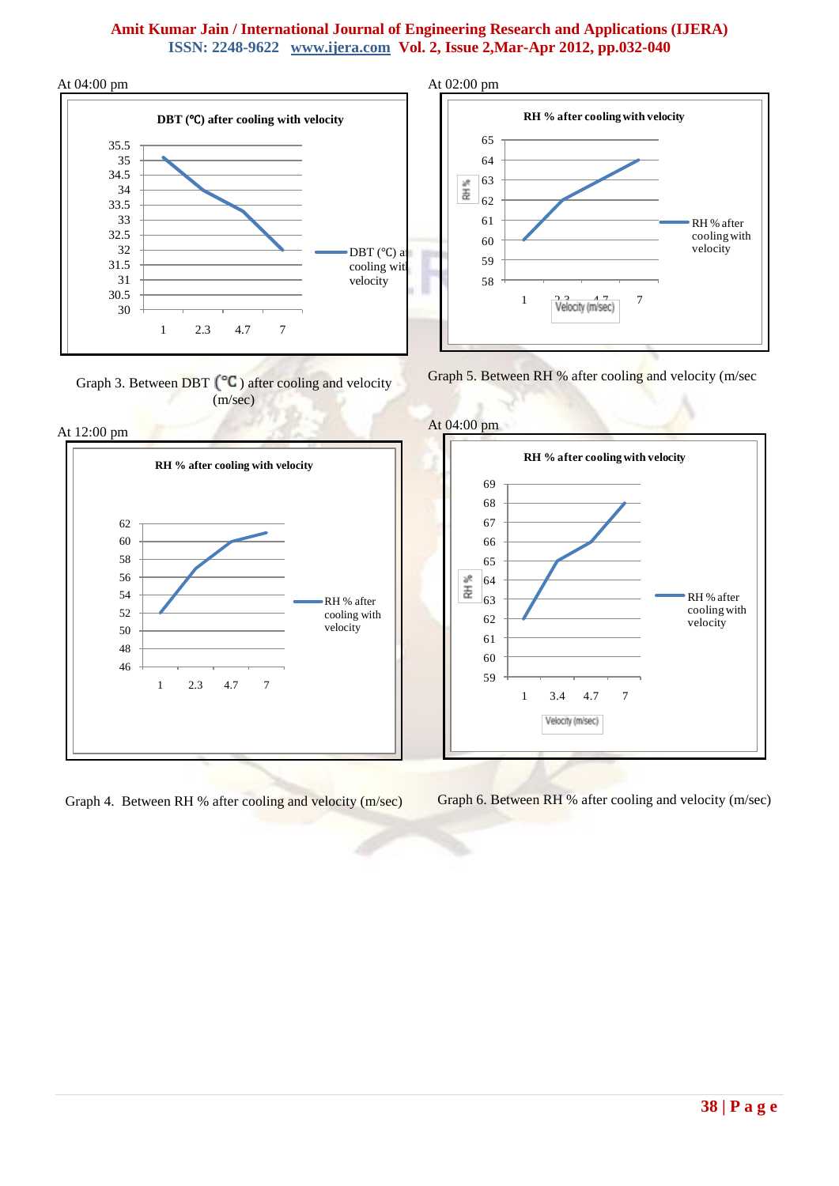At 04:00 pm

**DBT (°C) after cooling with velocity**

Graph 3. Between DBT (°C) after cooling and velocity (m/sec)

At 02:00 pm

**RH % after cooling with velocity**

Graph 5. Between RH % after cooling and velocity (m/sec

At 12:00 pm

**RH % after cooling with velocity**

Graph 4. Between RH % after cooling and velocity (m/sec)

At 04:00 pm

**RH % after cooling with velocity**

Graph 6. Between RH % after cooling and velocity (m/sec)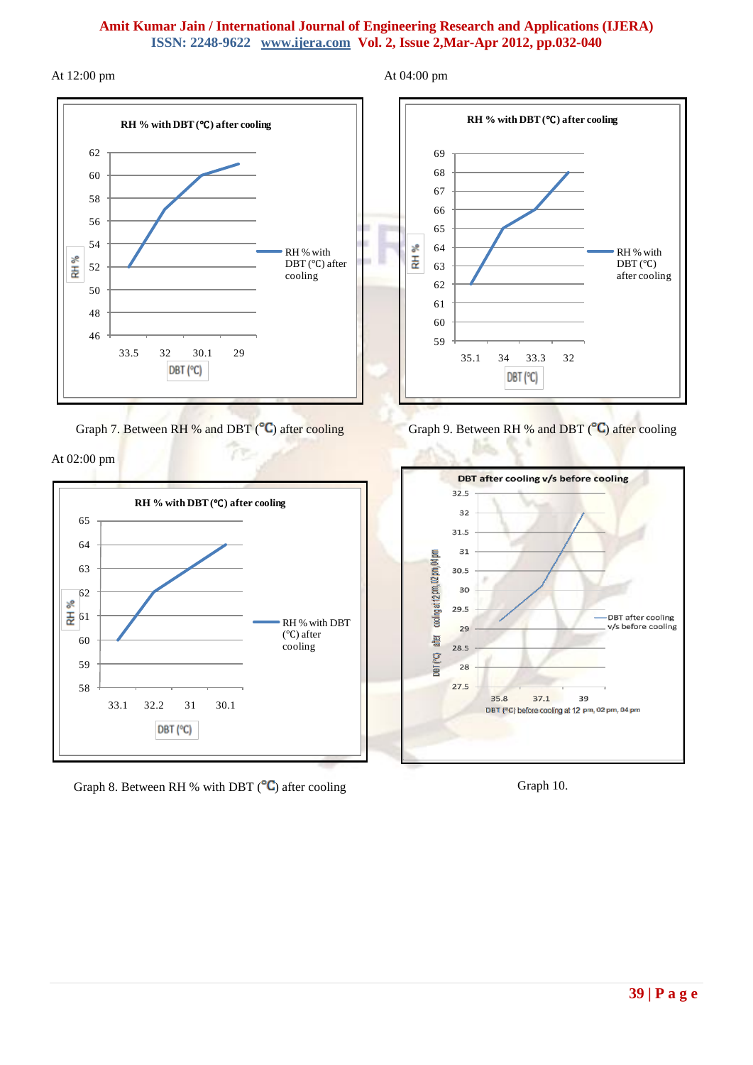At 12:00 pm

Graph 7. Between RH % and DBT (°C) after cooling

At 04:00 pm

Graph 9. Between RH % and DBT (°C) after cooling

At 02:00 pm

Graph 8. Between RH % with DBT (°C) after cooling

Graph 10.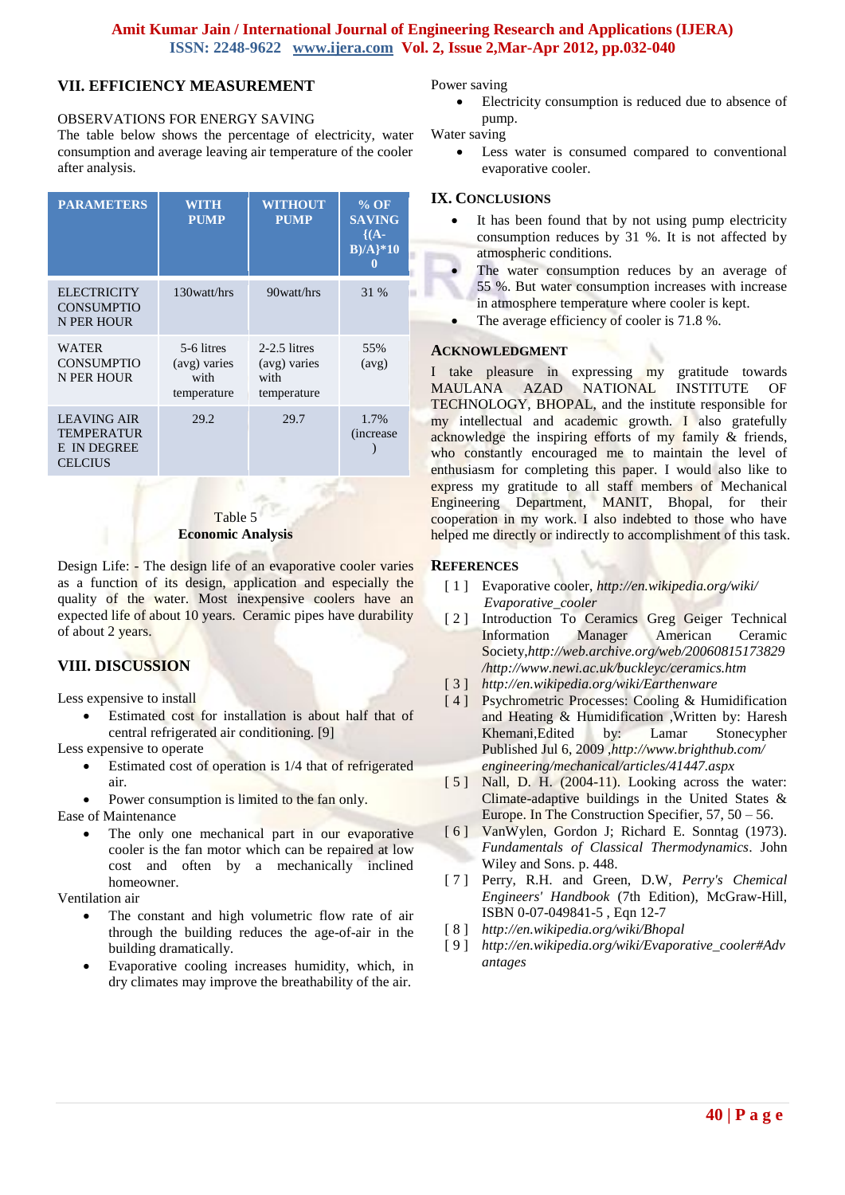## VII. EFFICIENCY MEASUREMENT

OBSERVATIONS FOR ENERGY SAVING

The table below shows the percentage of electricity, water consumption and average leaving air temperature of the cooler after analysis.

| PARAMETERS | WITH PUMP | WITHOUT PUMP | % OF SAVING {(A-B)/A}*100 |
|---|---|---|---|
| ELECTRICITY CONSUMPTION PER HOUR | 130watt/hrs | 90watt/hrs | 31 % |
| WATER CONSUMPTION PER HOUR | 5-6 litres (avg) varies with temperature | 2-2.5 litres (avg) varies with temperature | 55% (avg) |
| LEAVING AIR TEMPERATURE IN DEGREE CELCIUS | 29.2 | 29.7 | 1.7% (increase) |

Table 5

**Economic Analysis**

Design Life: - The design life of an evaporative cooler varies as a function of its design, application and especially the quality of the water. Most inexpensive coolers have an expected life of about 10 years. Ceramic pipes have durability of about 2 years.

## VIII. DISCUSSION

Less expensive to install

- Estimated cost for installation is about half that of central refrigerated air conditioning. [9]

Less expensive to operate

- Estimated cost of operation is 1/4 that of refrigerated air.
- Power consumption is limited to the fan only.

Ease of Maintenance

- The only one mechanical part in our evaporative cooler is the fan motor which can be repaired at low cost and often by a mechanically inclined homeowner.

Ventilation air

- The constant and high volumetric flow rate of air through the building reduces the age-of-air in the building dramatically.
- Evaporative cooling increases humidity, which, in dry climates may improve the breathability of the air.

Power saving

- Electricity consumption is reduced due to absence of pump.

Water saving

- Less water is consumed compared to conventional evaporative cooler.

## IX. CONCLUSIONS

- It has been found that by not using pump electricity consumption reduces by 31 %. It is not affected by atmospheric conditions.
- The water consumption reduces by an average of 55 %. But water consumption increases with increase in atmosphere temperature where cooler is kept.
- The average efficiency of cooler is 71.8 %.

## ACKNOWLEDGMENT

I take pleasure in expressing my gratitude towards MAULANA AZAD NATIONAL INSTITUTE OF TECHNOLOGY, BHOPAL, the institute responsible for my intellectual and academic growth. I also gratefully acknowledge the inspiring efforts of my family & friends, who constantly encouraged me to maintain the level of enthusiasm for completing this paper. I would also like to express my gratitude to all staff members of Mechanical Engineering Department, MANIT, Bhopal, for their cooperation in my work. I also indebted to those who have helped me directly or indirectly to accomplishment of this task.

## REFERENCES

[1] Evaporative cooler, *http://en.wikipedia.org/wiki/ Evaporative_cooler*

[2] Introduction To Ceramics Greg Geiger Technical Information Manager American Ceramic Society,*http://web.archive.org/web/20060815173829 /http://www.newi.ac.uk/buckleyc/ceramics.htm*

[3] *http://en.wikipedia.org/wiki/Earthenware*

[4] Psychrometric Processes: Cooling & Humidification and Heating & Humidification ,Written by: Haresh Khemani,Edited by: Lamar Stonecypher Published Jul 6, 2009 ,*http://www.brighthub.com/ engineering/mechanical/articles/41447.aspx*

[5] Nall, D. H. (2004-11). Looking across the water: Climate-adaptive buildings in the United States & Europe. In The Construction Specifier, 57, 50 – 56.

[6] VanWylen, Gordon J; Richard E. Sonntag (1973). *Fundamentals of Classical Thermodynamics*. John Wiley and Sons. p. 448.

[7] Perry, R.H. and Green, D.W, *Perry's Chemical Engineers' Handbook* (7th Edition), McGraw-Hill, ISBN 0-07-049841-5 , Eqn 12-7

[8] *http://en.wikipedia.org/wiki/Bhopal*

[9] *http://en.wikipedia.org/wiki/Evaporative_cooler#Advantages*